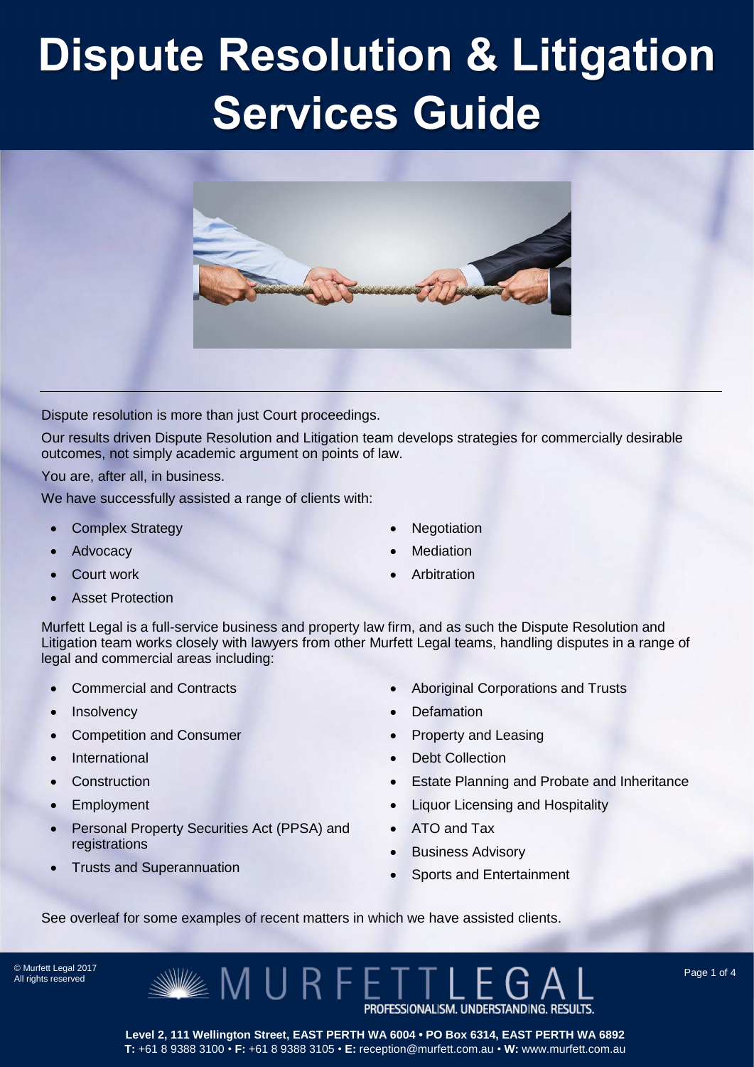# Dispute Resolution & Litigation Services Guide

Dispute resolution is more than just Court proceedings.

Our results driven Dispute Resolution and Litigation team develops strategies for commercially desirable outcomes, not simply academic argument on points of law.

You are, after all, in business.

We have successfully assisted a range of clients with:

- Complex Strategy
- Advocacy
- Court work
- Asset Protection
- Negotiation
- Mediation
- Arbitration

Murfett Legal is a full-service business and property law firm, and as such the Dispute Resolution and Litigation team works closely with lawyers from other Murfett Legal teams, handling disputes in a range of legal and commercial areas including:

- Commercial and Contracts
- Insolvency
- Competition and Consumer
- International
- Construction
- Employment
- Personal Property Securities Act (PPSA) and registrations
- Trusts and Superannuation
- Aboriginal Corporations and Trusts
- Defamation
- Property and Leasing
- Debt Collection
- Estate Planning and Probate and Inheritance
- Liquor Licensing and Hospitality
- ATO and Tax
- Business Advisory
- Sports and Entertainment

See overleaf for some examples of recent matters in which we have assisted clients.

© Murfett Legal 2017
All rights reserved

MURFETTLEGAL
PROFESSIONALISM. UNDERSTANDING. RESULTS.

**Level 2, 111 Wellington Street, EAST PERTH WA 6004 • PO Box 6314, EAST PERTH WA 6892**
**T:** +61 8 9388 3100 • **F:** +61 8 9388 3105 • **E:** reception@murfett.com.au • **W:** www.murfett.com.au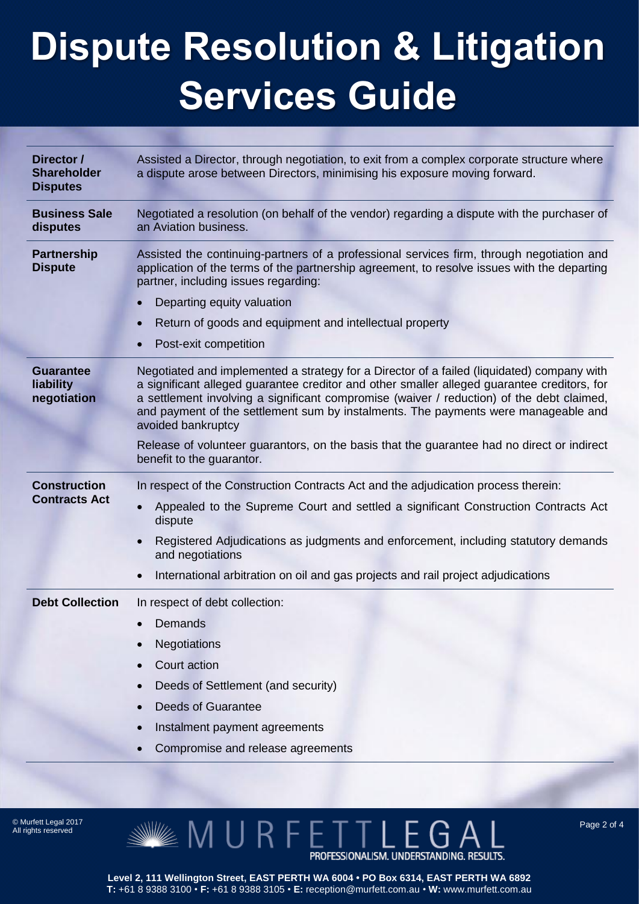# Dispute Resolution & Litigation Services Guide

| | |
|---|---|
| **Director / Shareholder Disputes** | Assisted a Director, through negotiation, to exit from a complex corporate structure where a dispute arose between Directors, minimising his exposure moving forward. |
| **Business Sale disputes** | Negotiated a resolution (on behalf of the vendor) regarding a dispute with the purchaser of an Aviation business. |
| **Partnership Dispute** | Assisted the continuing-partners of a professional services firm, through negotiation and application of the terms of the partnership agreement, to resolve issues with the departing partner, including issues regarding:<br>• Departing equity valuation<br>• Return of goods and equipment and intellectual property<br>• Post-exit competition |
| **Guarantee liability negotiation** | Negotiated and implemented a strategy for a Director of a failed (liquidated) company with a significant alleged guarantee creditor and other smaller alleged guarantee creditors, for a settlement involving a significant compromise (waiver / reduction) of the debt claimed, and payment of the settlement sum by instalments. The payments were manageable and avoided bankruptcy<br><br>Release of volunteer guarantors, on the basis that the guarantee had no direct or indirect benefit to the guarantor. |
| **Construction Contracts Act** | In respect of the Construction Contracts Act and the adjudication process therein:<br>• Appealed to the Supreme Court and settled a significant Construction Contracts Act dispute<br>• Registered Adjudications as judgments and enforcement, including statutory demands and negotiations<br>• International arbitration on oil and gas projects and rail project adjudications |
| **Debt Collection** | In respect of debt collection:<br>• Demands<br>• Negotiations<br>• Court action<br>• Deeds of Settlement (and security)<br>• Deeds of Guarantee<br>• Instalment payment agreements<br>• Compromise and release agreements |

© Murfett Legal 2017
All rights reserved

MURFETTLEGAL
PROFESSIONALISM. UNDERSTANDING. RESULTS.

**Level 2, 111 Wellington Street, EAST PERTH WA 6004 • PO Box 6314, EAST PERTH WA 6892**
**T:** +61 8 9388 3100 • **F:** +61 8 9388 3105 • **E:** reception@murfett.com.au • **W:** www.murfett.com.au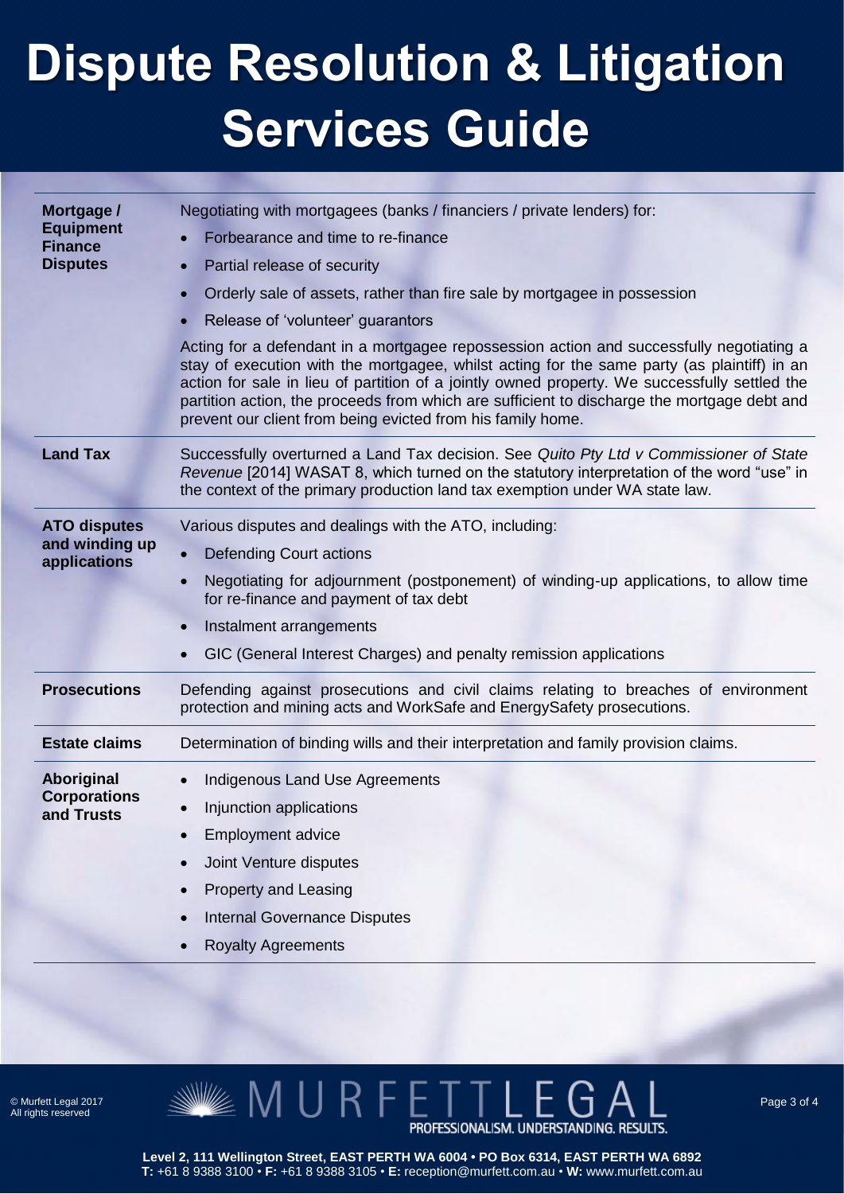# Dispute Resolution & Litigation Services Guide

| | |
|---|---|
| **Mortgage / Equipment Finance Disputes** | Negotiating with mortgagees (banks / financiers / private lenders) for:<br>• Forbearance and time to re-finance<br>• Partial release of security<br>• Orderly sale of assets, rather than fire sale by mortgagee in possession<br>• Release of 'volunteer' guarantors<br><br>Acting for a defendant in a mortgagee repossession action and successfully negotiating a stay of execution with the mortgagee, whilst acting for the same party (as plaintiff) in an action for sale in lieu of partition of a jointly owned property. We successfully settled the partition action, the proceeds from which are sufficient to discharge the mortgage debt and prevent our client from being evicted from his family home. |
| **Land Tax** | Successfully overturned a Land Tax decision. See *Quito Pty Ltd v Commissioner of State Revenue* [2014] WASAT 8, which turned on the statutory interpretation of the word "use" in the context of the primary production land tax exemption under WA state law. |
| **ATO disputes and winding up applications** | Various disputes and dealings with the ATO, including:<br>• Defending Court actions<br>• Negotiating for adjournment (postponement) of winding-up applications, to allow time for re-finance and payment of tax debt<br>• Instalment arrangements<br>• GIC (General Interest Charges) and penalty remission applications |
| **Prosecutions** | Defending against prosecutions and civil claims relating to breaches of environment protection and mining acts and WorkSafe and EnergySafety prosecutions. |
| **Estate claims** | Determination of binding wills and their interpretation and family provision claims. |
| **Aboriginal Corporations and Trusts** | • Indigenous Land Use Agreements<br>• Injunction applications<br>• Employment advice<br>• Joint Venture disputes<br>• Property and Leasing<br>• Internal Governance Disputes<br>• Royalty Agreements |

© Murfett Legal 2017
All rights reserved

MURFETT LEGAL
PROFESSIONALISM. UNDERSTANDING. RESULTS.

**Level 2, 111 Wellington Street, EAST PERTH WA 6004 • PO Box 6314, EAST PERTH WA 6892**
**T:** +61 8 9388 3100 • **F:** +61 8 9388 3105 • **E:** reception@murfett.com.au • **W:** www.murfett.com.au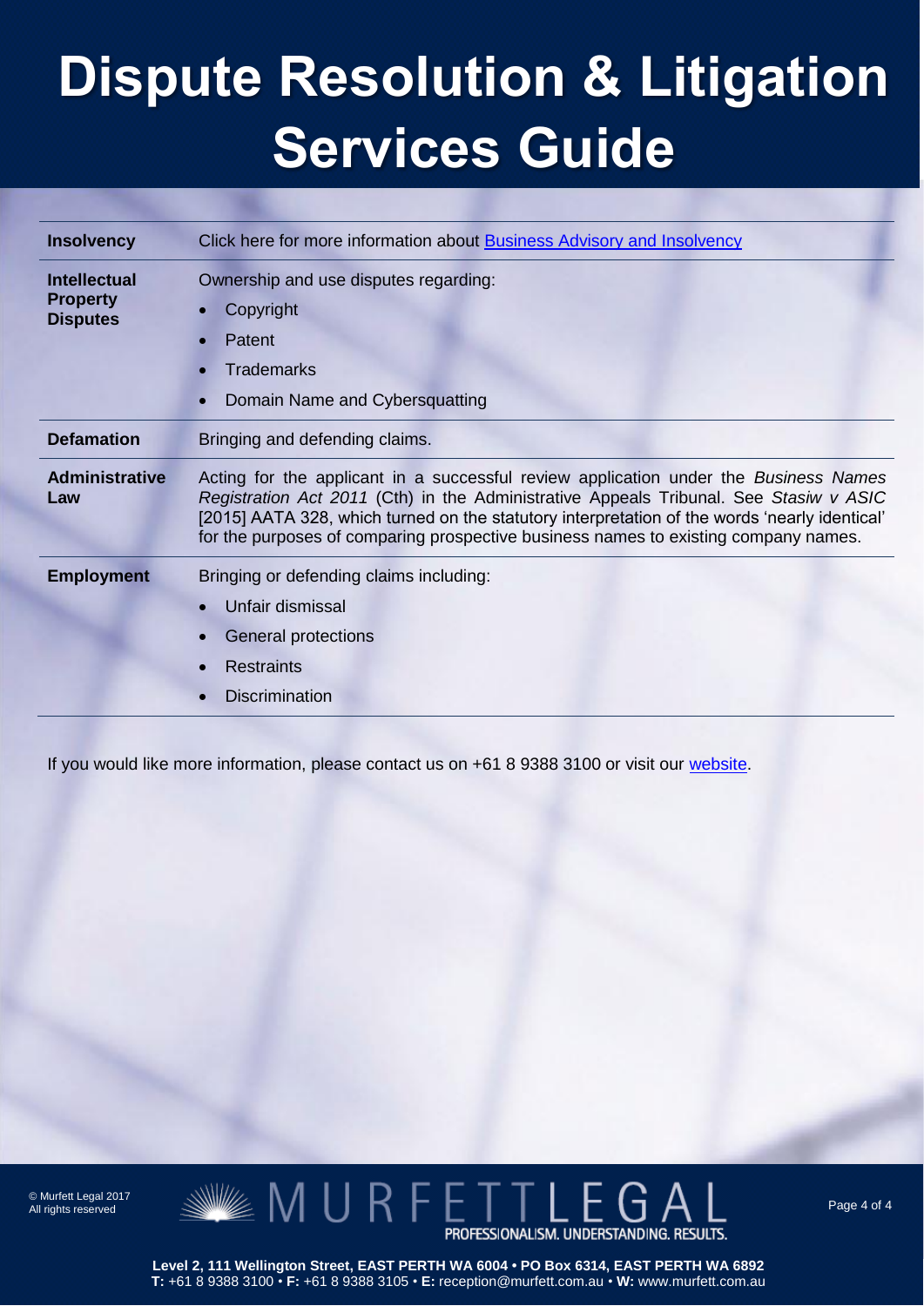# Dispute Resolution & Litigation Services Guide

| | |
|---|---|
| **Insolvency** | Click here for more information about [Business Advisory and Insolvency]() |
| **Intellectual Property Disputes** | Ownership and use disputes regarding:<br>• Copyright<br>• Patent<br>• Trademarks<br>• Domain Name and Cybersquatting |
| **Defamation** | Bringing and defending claims. |
| **Administrative Law** | Acting for the applicant in a successful review application under the *Business Names Registration Act 2011* (Cth) in the Administrative Appeals Tribunal. See *Stasiw v ASIC* [2015] AATA 328, which turned on the statutory interpretation of the words 'nearly identical' for the purposes of comparing prospective business names to existing company names. |
| **Employment** | Bringing or defending claims including:<br>• Unfair dismissal<br>• General protections<br>• Restraints<br>• Discrimination |

If you would like more information, please contact us on +61 8 9388 3100 or visit our [website]().

© Murfett Legal 2017
All rights reserved

MURFETT LEGAL
PROFESSIONALISM. UNDERSTANDING. RESULTS.

**Level 2, 111 Wellington Street, EAST PERTH WA 6004 • PO Box 6314, EAST PERTH WA 6892**
**T:** +61 8 9388 3100 • **F:** +61 8 9388 3105 • **E:** reception@murfett.com.au • **W:** www.murfett.com.au